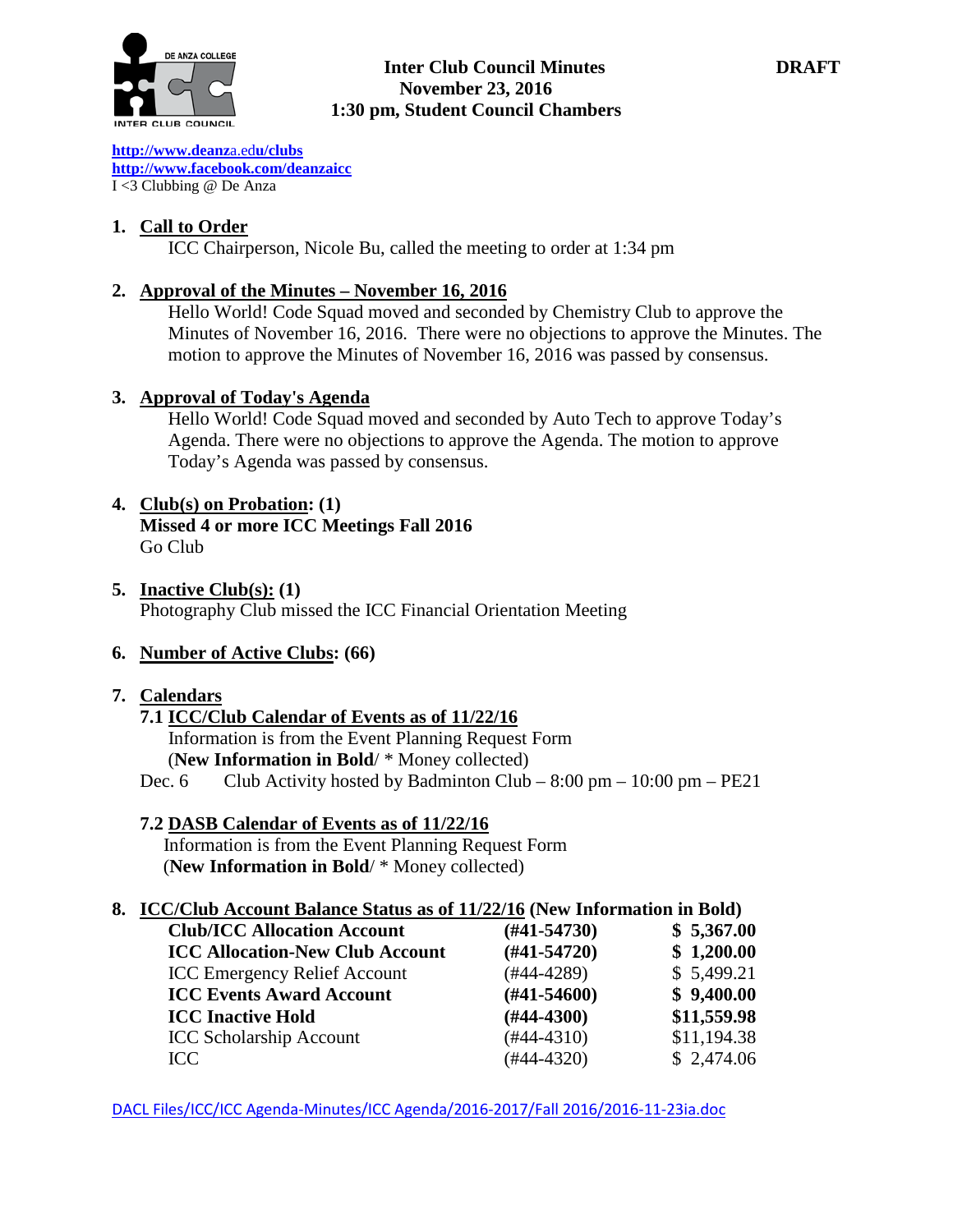# Inter Club Council Minutes

**November 23, 2016**

**1:30 pm, Student Council Chambers**

**DRAFT**

DE ANZA COLLEGE
INTER CLUB COUNCIL

http://www.deanza.edu/clubs
http://www.facebook.com/deanzaicc
I <3 Clubbing @ De Anza

## 1. Call to Order

ICC Chairperson, Nicole Bu, called the meeting to order at 1:34 pm

## 2. Approval of the Minutes – November 16, 2016

Hello World! Code Squad moved and seconded by Chemistry Club to approve the Minutes of November 16, 2016. There were no objections to approve the Minutes. The motion to approve the Minutes of November 16, 2016 was passed by consensus.

## 3. Approval of Today's Agenda

Hello World! Code Squad moved and seconded by Auto Tech to approve Today's Agenda. There were no objections to approve the Agenda. The motion to approve Today's Agenda was passed by consensus.

## 4. Club(s) on Probation: (1)

**Missed 4 or more ICC Meetings Fall 2016**

Go Club

## 5. Inactive Club(s): (1)

Photography Club missed the ICC Financial Orientation Meeting

## 6. Number of Active Clubs: (66)

## 7. Calendars

### 7.1 ICC/Club Calendar of Events as of 11/22/16

Information is from the Event Planning Request Form
(**New Information in Bold**/ * Money collected)

Dec. 6 Club Activity hosted by Badminton Club – 8:00 pm – 10:00 pm – PE21

### 7.2 DASB Calendar of Events as of 11/22/16

Information is from the Event Planning Request Form
(**New Information in Bold**/ * Money collected)

## 8. ICC/Club Account Balance Status as of 11/22/16 (New Information in Bold)

| Account | Number | Balance |
|---|---|---|
| **Club/ICC Allocation Account** | **(#41-54730)** | **$ 5,367.00** |
| **ICC Allocation-New Club Account** | **(#41-54720)** | **$ 1,200.00** |
| ICC Emergency Relief Account | (#44-4289) | $ 5,499.21 |
| **ICC Events Award Account** | **(#41-54600)** | **$ 9,400.00** |
| **ICC Inactive Hold** | **(#44-4300)** | **$11,559.98** |
| ICC Scholarship Account | (#44-4310) | $11,194.38 |
| ICC | (#44-4320) | $ 2,474.06 |

DACL Files/ICC/ICC Agenda-Minutes/ICC Agenda/2016-2017/Fall 2016/2016-11-23ia.doc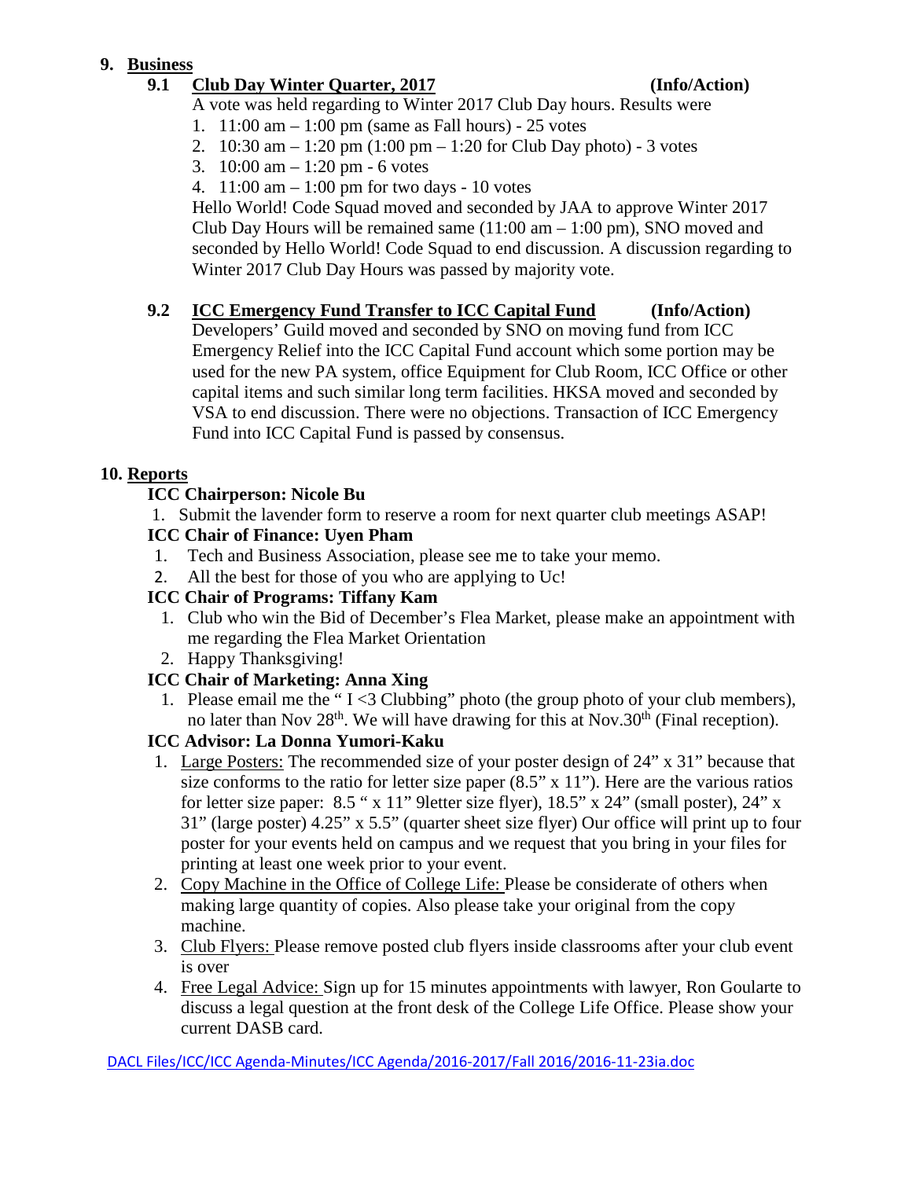## 9. Business

### 9.1 Club Day Winter Quarter, 2017 (Info/Action)

A vote was held regarding to Winter 2017 Club Day hours. Results were

1. 11:00 am – 1:00 pm (same as Fall hours) - 25 votes
2. 10:30 am – 1:20 pm (1:00 pm – 1:20 for Club Day photo) - 3 votes
3. 10:00 am – 1:20 pm - 6 votes
4. 11:00 am – 1:00 pm for two days - 10 votes

Hello World! Code Squad moved and seconded by JAA to approve Winter 2017 Club Day Hours will be remained same (11:00 am – 1:00 pm), SNO moved and seconded by Hello World! Code Squad to end discussion. A discussion regarding to Winter 2017 Club Day Hours was passed by majority vote.

### 9.2 ICC Emergency Fund Transfer to ICC Capital Fund (Info/Action)

Developers' Guild moved and seconded by SNO on moving fund from ICC Emergency Relief into the ICC Capital Fund account which some portion may be used for the new PA system, office Equipment for Club Room, ICC Office or other capital items and such similar long term facilities. HKSA moved and seconded by VSA to end discussion. There were no objections. Transaction of ICC Emergency Fund into ICC Capital Fund is passed by consensus.

## 10. Reports

**ICC Chairperson: Nicole Bu**

1. Submit the lavender form to reserve a room for next quarter club meetings ASAP!

**ICC Chair of Finance: Uyen Pham**

1. Tech and Business Association, please see me to take your memo.
2. All the best for those of you who are applying to Uc!

**ICC Chair of Programs: Tiffany Kam**

1. Club who win the Bid of December's Flea Market, please make an appointment with me regarding the Flea Market Orientation
2. Happy Thanksgiving!

**ICC Chair of Marketing: Anna Xing**

1. Please email me the " I <3 Clubbing" photo (the group photo of your club members), no later than Nov 28th. We will have drawing for this at Nov.30th (Final reception).

**ICC Advisor: La Donna Yumori-Kaku**

1. Large Posters: The recommended size of your poster design of 24" x 31" because that size conforms to the ratio for letter size paper (8.5" x 11"). Here are the various ratios for letter size paper: 8.5 " x 11" 9letter size flyer), 18.5" x 24" (small poster), 24" x 31" (large poster) 4.25" x 5.5" (quarter sheet size flyer) Our office will print up to four poster for your events held on campus and we request that you bring in your files for printing at least one week prior to your event.
2. Copy Machine in the Office of College Life: Please be considerate of others when making large quantity of copies. Also please take your original from the copy machine.
3. Club Flyers: Please remove posted club flyers inside classrooms after your club event is over
4. Free Legal Advice: Sign up for 15 minutes appointments with lawyer, Ron Goularte to discuss a legal question at the front desk of the College Life Office. Please show your current DASB card.

DACL Files/ICC/ICC Agenda-Minutes/ICC Agenda/2016-2017/Fall 2016/2016-11-23ia.doc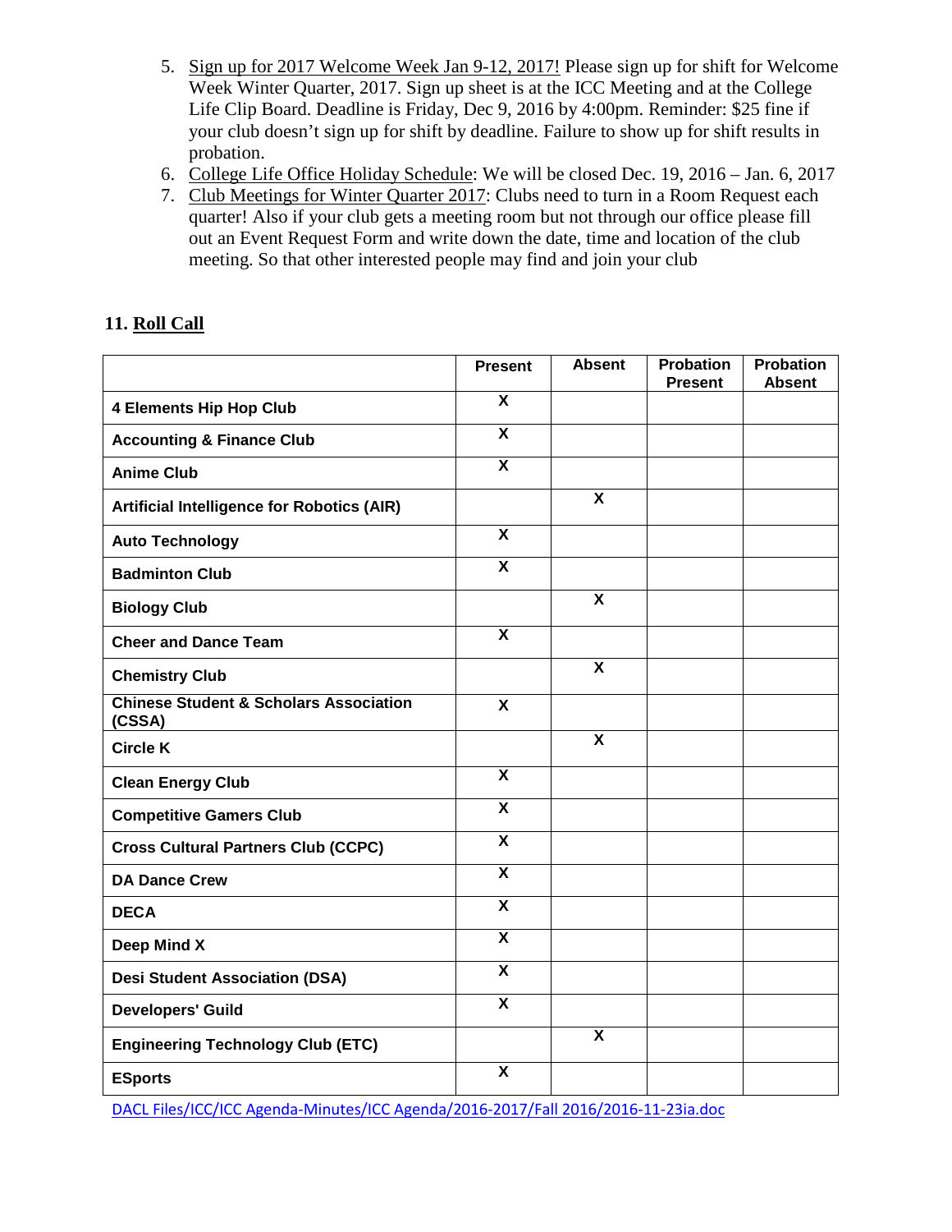5. Sign up for 2017 Welcome Week Jan 9-12, 2017! Please sign up for shift for Welcome Week Winter Quarter, 2017. Sign up sheet is at the ICC Meeting and at the College Life Clip Board. Deadline is Friday, Dec 9, 2016 by 4:00pm. Reminder: $25 fine if your club doesn't sign up for shift by deadline. Failure to show up for shift results in probation.
6. College Life Office Holiday Schedule: We will be closed Dec. 19, 2016 – Jan. 6, 2017
7. Club Meetings for Winter Quarter 2017: Clubs need to turn in a Room Request each quarter! Also if your club gets a meeting room but not through our office please fill out an Event Request Form and write down the date, time and location of the club meeting. So that other interested people may find and join your club

## 11. Roll Call

| | Present | Absent | Probation Present | Probation Absent |
|---|---|---|---|---|
| **4 Elements Hip Hop Club** | X | | | |
| **Accounting & Finance Club** | X | | | |
| **Anime Club** | X | | | |
| **Artificial Intelligence for Robotics (AIR)** | | X | | |
| **Auto Technology** | X | | | |
| **Badminton Club** | X | | | |
| **Biology Club** | | X | | |
| **Cheer and Dance Team** | X | | | |
| **Chemistry Club** | | X | | |
| **Chinese Student & Scholars Association (CSSA)** | X | | | |
| **Circle K** | | X | | |
| **Clean Energy Club** | X | | | |
| **Competitive Gamers Club** | X | | | |
| **Cross Cultural Partners Club (CCPC)** | X | | | |
| **DA Dance Crew** | X | | | |
| **DECA** | X | | | |
| **Deep Mind X** | X | | | |
| **Desi Student Association (DSA)** | X | | | |
| **Developers' Guild** | X | | | |
| **Engineering Technology Club (ETC)** | | X | | |
| **ESports** | X | | | |

DACL Files/ICC/ICC Agenda-Minutes/ICC Agenda/2016-2017/Fall 2016/2016-11-23ia.doc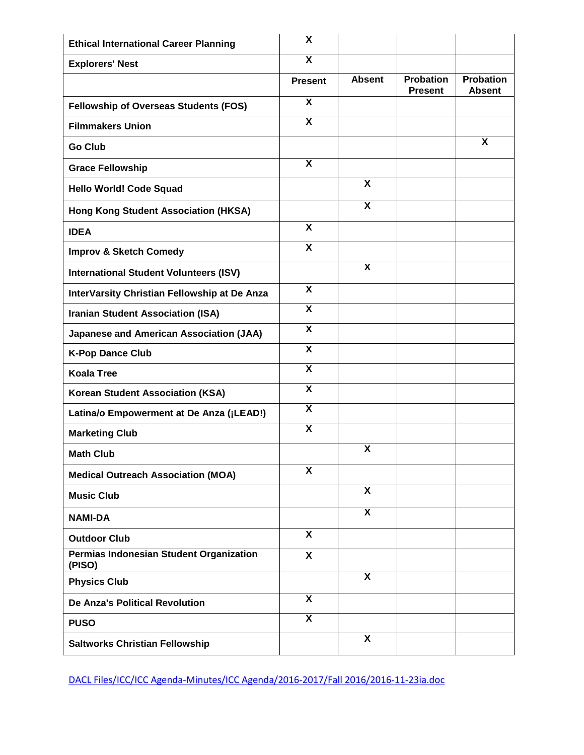| | | | | |
|---|---|---|---|---|
| Ethical International Career Planning | X | | | |
| Explorers' Nest | X | | | |
| | Present | Absent | Probation Present | Probation Absent |
| Fellowship of Overseas Students (FOS) | X | | | |
| Filmmakers Union | X | | | |
| Go Club | | | | X |
| Grace Fellowship | X | | | |
| Hello World! Code Squad | | X | | |
| Hong Kong Student Association (HKSA) | | X | | |
| IDEA | X | | | |
| Improv & Sketch Comedy | X | | | |
| International Student Volunteers (ISV) | | X | | |
| InterVarsity Christian Fellowship at De Anza | X | | | |
| Iranian Student Association (ISA) | X | | | |
| Japanese and American Association (JAA) | X | | | |
| K-Pop Dance Club | X | | | |
| Koala Tree | X | | | |
| Korean Student Association (KSA) | X | | | |
| Latina/o Empowerment at De Anza (¡LEAD!) | X | | | |
| Marketing Club | X | | | |
| Math Club | | X | | |
| Medical Outreach Association (MOA) | X | | | |
| Music Club | | X | | |
| NAMI-DA | | X | | |
| Outdoor Club | X | | | |
| Permias Indonesian Student Organization (PISO) | X | | | |
| Physics Club | | X | | |
| De Anza's Political Revolution | X | | | |
| PUSO | X | | | |
| Saltworks Christian Fellowship | | X | | |

DACL Files/ICC/ICC Agenda-Minutes/ICC Agenda/2016-2017/Fall 2016/2016-11-23ia.doc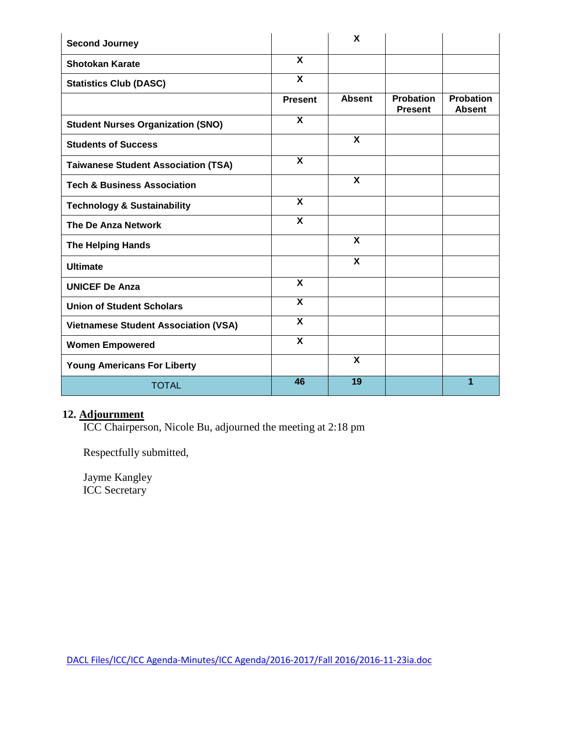| | | | | |
|---|---|---|---|---|
| **Second Journey** | | **X** | | |
| **Shotokan Karate** | **X** | | | |
| **Statistics Club (DASC)** | **X** | | | |
| | **Present** | **Absent** | **Probation Present** | **Probation Absent** |
| **Student Nurses Organization (SNO)** | **X** | | | |
| **Students of Success** | | **X** | | |
| **Taiwanese Student Association (TSA)** | **X** | | | |
| **Tech & Business Association** | | **X** | | |
| **Technology & Sustainability** | **X** | | | |
| **The De Anza Network** | **X** | | | |
| **The Helping Hands** | | **X** | | |
| **Ultimate** | | **X** | | |
| **UNICEF De Anza** | **X** | | | |
| **Union of Student Scholars** | **X** | | | |
| **Vietnamese Student Association (VSA)** | **X** | | | |
| **Women Empowered** | **X** | | | |
| **Young Americans For Liberty** | | **X** | | |
| TOTAL | **46** | **19** | | **1** |

**12. Adjournment**

ICC Chairperson, Nicole Bu, adjourned the meeting at 2:18 pm

Respectfully submitted,

Jayme Kangley
ICC Secretary

DACL Files/ICC/ICC Agenda-Minutes/ICC Agenda/2016-2017/Fall 2016/2016-11-23ia.doc